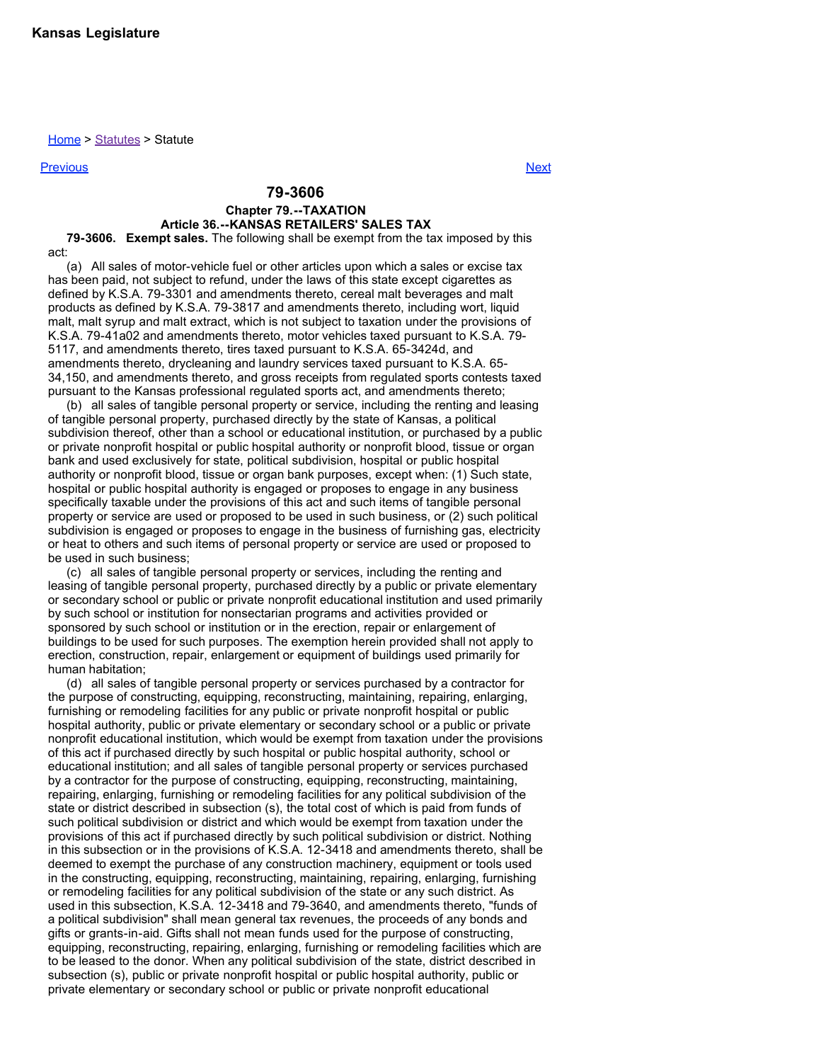Kansas Legislature

Home > Statutes > Statute

Previous Next

# 79-3606

## Chapter 79.--TAXATION

## Article 36.--KANSAS RETAILERS' SALES TAX

**79-3606. Exempt sales.** The following shall be exempt from the tax imposed by this act:

(a) All sales of motor-vehicle fuel or other articles upon which a sales or excise tax has been paid, not subject to refund, under the laws of this state except cigarettes as defined by K.S.A. 79-3301 and amendments thereto, cereal malt beverages and malt products as defined by K.S.A. 79-3817 and amendments thereto, including wort, liquid malt, malt syrup and malt extract, which is not subject to taxation under the provisions of K.S.A. 79-41a02 and amendments thereto, motor vehicles taxed pursuant to K.S.A. 79-5117, and amendments thereto, tires taxed pursuant to K.S.A. 65-3424d, and amendments thereto, drycleaning and laundry services taxed pursuant to K.S.A. 65-34,150, and amendments thereto, and gross receipts from regulated sports contests taxed pursuant to the Kansas professional regulated sports act, and amendments thereto;

(b) all sales of tangible personal property or service, including the renting and leasing of tangible personal property, purchased directly by the state of Kansas, a political subdivision thereof, other than a school or educational institution, or purchased by a public or private nonprofit hospital or public hospital authority or nonprofit blood, tissue or organ bank and used exclusively for state, political subdivision, hospital or public hospital authority or nonprofit blood, tissue or organ bank purposes, except when: (1) Such state, hospital or public hospital authority is engaged or proposes to engage in any business specifically taxable under the provisions of this act and such items of tangible personal property or service are used or proposed to be used in such business, or (2) such political subdivision is engaged or proposes to engage in the business of furnishing gas, electricity or heat to others and such items of personal property or service are used or proposed to be used in such business;

(c) all sales of tangible personal property or services, including the renting and leasing of tangible personal property, purchased directly by a public or private elementary or secondary school or public or private nonprofit educational institution and used primarily by such school or institution for nonsectarian programs and activities provided or sponsored by such school or institution or in the erection, repair or enlargement of buildings to be used for such purposes. The exemption herein provided shall not apply to erection, construction, repair, enlargement or equipment of buildings used primarily for human habitation;

(d) all sales of tangible personal property or services purchased by a contractor for the purpose of constructing, equipping, reconstructing, maintaining, repairing, enlarging, furnishing or remodeling facilities for any public or private nonprofit hospital or public hospital authority, public or private elementary or secondary school or a public or private nonprofit educational institution, which would be exempt from taxation under the provisions of this act if purchased directly by such hospital or public hospital authority, school or educational institution; and all sales of tangible personal property or services purchased by a contractor for the purpose of constructing, equipping, reconstructing, maintaining, repairing, enlarging, furnishing or remodeling facilities for any political subdivision of the state or district described in subsection (s), the total cost of which is paid from funds of such political subdivision or district and which would be exempt from taxation under the provisions of this act if purchased directly by such political subdivision or district. Nothing in this subsection or in the provisions of K.S.A. 12-3418 and amendments thereto, shall be deemed to exempt the purchase of any construction machinery, equipment or tools used in the constructing, equipping, reconstructing, maintaining, repairing, enlarging, furnishing or remodeling facilities for any political subdivision of the state or any such district. As used in this subsection, K.S.A. 12-3418 and 79-3640, and amendments thereto, "funds of a political subdivision" shall mean general tax revenues, the proceeds of any bonds and gifts or grants-in-aid. Gifts shall not mean funds used for the purpose of constructing, equipping, reconstructing, repairing, enlarging, furnishing or remodeling facilities which are to be leased to the donor. When any political subdivision of the state, district described in subsection (s), public or private nonprofit hospital or public hospital authority, public or private elementary or secondary school or public or private nonprofit educational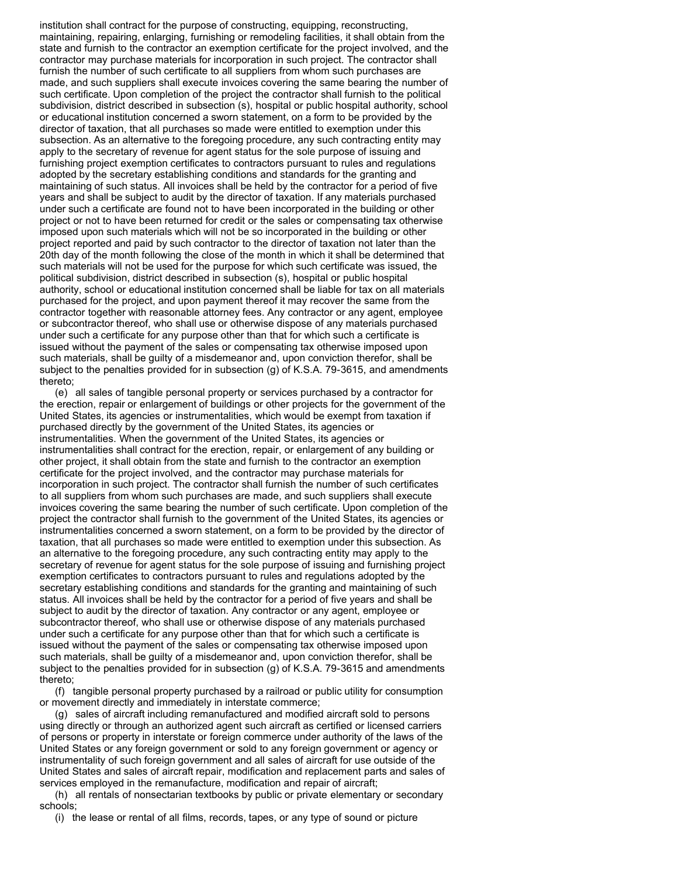institution shall contract for the purpose of constructing, equipping, reconstructing, maintaining, repairing, enlarging, furnishing or remodeling facilities, it shall obtain from the state and furnish to the contractor an exemption certificate for the project involved, and the contractor may purchase materials for incorporation in such project. The contractor shall furnish the number of such certificate to all suppliers from whom such purchases are made, and such suppliers shall execute invoices covering the same bearing the number of such certificate. Upon completion of the project the contractor shall furnish to the political subdivision, district described in subsection (s), hospital or public hospital authority, school or educational institution concerned a sworn statement, on a form to be provided by the director of taxation, that all purchases so made were entitled to exemption under this subsection. As an alternative to the foregoing procedure, any such contracting entity may apply to the secretary of revenue for agent status for the sole purpose of issuing and furnishing project exemption certificates to contractors pursuant to rules and regulations adopted by the secretary establishing conditions and standards for the granting and maintaining of such status. All invoices shall be held by the contractor for a period of five years and shall be subject to audit by the director of taxation. If any materials purchased under such a certificate are found not to have been incorporated in the building or other project or not to have been returned for credit or the sales or compensating tax otherwise imposed upon such materials which will not be so incorporated in the building or other project reported and paid by such contractor to the director of taxation not later than the 20th day of the month following the close of the month in which it shall be determined that such materials will not be used for the purpose for which such certificate was issued, the political subdivision, district described in subsection (s), hospital or public hospital authority, school or educational institution concerned shall be liable for tax on all materials purchased for the project, and upon payment thereof it may recover the same from the contractor together with reasonable attorney fees. Any contractor or any agent, employee or subcontractor thereof, who shall use or otherwise dispose of any materials purchased under such a certificate for any purpose other than that for which such a certificate is issued without the payment of the sales or compensating tax otherwise imposed upon such materials, shall be guilty of a misdemeanor and, upon conviction therefor, shall be subject to the penalties provided for in subsection (g) of K.S.A. 79-3615, and amendments thereto;

(e) all sales of tangible personal property or services purchased by a contractor for the erection, repair or enlargement of buildings or other projects for the government of the United States, its agencies or instrumentalities, which would be exempt from taxation if purchased directly by the government of the United States, its agencies or instrumentalities. When the government of the United States, its agencies or instrumentalities shall contract for the erection, repair, or enlargement of any building or other project, it shall obtain from the state and furnish to the contractor an exemption certificate for the project involved, and the contractor may purchase materials for incorporation in such project. The contractor shall furnish the number of such certificates to all suppliers from whom such purchases are made, and such suppliers shall execute invoices covering the same bearing the number of such certificate. Upon completion of the project the contractor shall furnish to the government of the United States, its agencies or instrumentalities concerned a sworn statement, on a form to be provided by the director of taxation, that all purchases so made were entitled to exemption under this subsection. As an alternative to the foregoing procedure, any such contracting entity may apply to the secretary of revenue for agent status for the sole purpose of issuing and furnishing project exemption certificates to contractors pursuant to rules and regulations adopted by the secretary establishing conditions and standards for the granting and maintaining of such status. All invoices shall be held by the contractor for a period of five years and shall be subject to audit by the director of taxation. Any contractor or any agent, employee or subcontractor thereof, who shall use or otherwise dispose of any materials purchased under such a certificate for any purpose other than that for which such a certificate is issued without the payment of the sales or compensating tax otherwise imposed upon such materials, shall be guilty of a misdemeanor and, upon conviction therefor, shall be subject to the penalties provided for in subsection (g) of K.S.A. 79-3615 and amendments thereto;

(f) tangible personal property purchased by a railroad or public utility for consumption or movement directly and immediately in interstate commerce;

(g) sales of aircraft including remanufactured and modified aircraft sold to persons using directly or through an authorized agent such aircraft as certified or licensed carriers of persons or property in interstate or foreign commerce under authority of the laws of the United States or any foreign government or sold to any foreign government or agency or instrumentality of such foreign government and all sales of aircraft for use outside of the United States and sales of aircraft repair, modification and replacement parts and sales of services employed in the remanufacture, modification and repair of aircraft;

(h) all rentals of nonsectarian textbooks by public or private elementary or secondary schools;

(i) the lease or rental of all films, records, tapes, or any type of sound or picture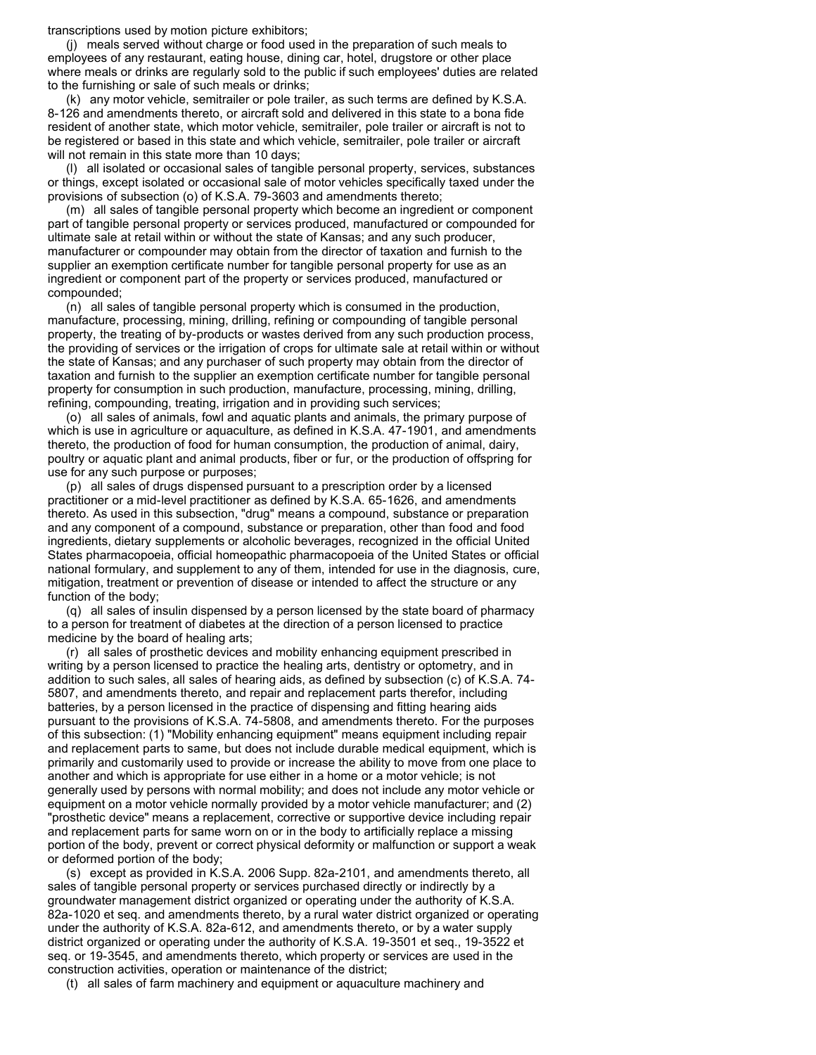transcriptions used by motion picture exhibitors;

(j) meals served without charge or food used in the preparation of such meals to employees of any restaurant, eating house, dining car, hotel, drugstore or other place where meals or drinks are regularly sold to the public if such employees' duties are related to the furnishing or sale of such meals or drinks;

(k) any motor vehicle, semitrailer or pole trailer, as such terms are defined by K.S.A. 8-126 and amendments thereto, or aircraft sold and delivered in this state to a bona fide resident of another state, which motor vehicle, semitrailer, pole trailer or aircraft is not to be registered or based in this state and which vehicle, semitrailer, pole trailer or aircraft will not remain in this state more than 10 days;

(l) all isolated or occasional sales of tangible personal property, services, substances or things, except isolated or occasional sale of motor vehicles specifically taxed under the provisions of subsection (o) of K.S.A. 79-3603 and amendments thereto;

(m) all sales of tangible personal property which become an ingredient or component part of tangible personal property or services produced, manufactured or compounded for ultimate sale at retail within or without the state of Kansas; and any such producer, manufacturer or compounder may obtain from the director of taxation and furnish to the supplier an exemption certificate number for tangible personal property for use as an ingredient or component part of the property or services produced, manufactured or compounded;

(n) all sales of tangible personal property which is consumed in the production, manufacture, processing, mining, drilling, refining or compounding of tangible personal property, the treating of by-products or wastes derived from any such production process, the providing of services or the irrigation of crops for ultimate sale at retail within or without the state of Kansas; and any purchaser of such property may obtain from the director of taxation and furnish to the supplier an exemption certificate number for tangible personal property for consumption in such production, manufacture, processing, mining, drilling, refining, compounding, treating, irrigation and in providing such services;

(o) all sales of animals, fowl and aquatic plants and animals, the primary purpose of which is use in agriculture or aquaculture, as defined in K.S.A. 47-1901, and amendments thereto, the production of food for human consumption, the production of animal, dairy, poultry or aquatic plant and animal products, fiber or fur, or the production of offspring for use for any such purpose or purposes;

(p) all sales of drugs dispensed pursuant to a prescription order by a licensed practitioner or a mid-level practitioner as defined by K.S.A. 65-1626, and amendments thereto. As used in this subsection, "drug" means a compound, substance or preparation and any component of a compound, substance or preparation, other than food and food ingredients, dietary supplements or alcoholic beverages, recognized in the official United States pharmacopoeia, official homeopathic pharmacopoeia of the United States or official national formulary, and supplement to any of them, intended for use in the diagnosis, cure, mitigation, treatment or prevention of disease or intended to affect the structure or any function of the body;

(q) all sales of insulin dispensed by a person licensed by the state board of pharmacy to a person for treatment of diabetes at the direction of a person licensed to practice medicine by the board of healing arts;

(r) all sales of prosthetic devices and mobility enhancing equipment prescribed in writing by a person licensed to practice the healing arts, dentistry or optometry, and in addition to such sales, all sales of hearing aids, as defined by subsection (c) of K.S.A. 74-5807, and amendments thereto, and repair and replacement parts therefor, including batteries, by a person licensed in the practice of dispensing and fitting hearing aids pursuant to the provisions of K.S.A. 74-5808, and amendments thereto. For the purposes of this subsection: (1) "Mobility enhancing equipment" means equipment including repair and replacement parts to same, but does not include durable medical equipment, which is primarily and customarily used to provide or increase the ability to move from one place to another and which is appropriate for use either in a home or a motor vehicle; is not generally used by persons with normal mobility; and does not include any motor vehicle or equipment on a motor vehicle normally provided by a motor vehicle manufacturer; and (2) "prosthetic device" means a replacement, corrective or supportive device including repair and replacement parts for same worn on or in the body to artificially replace a missing portion of the body, prevent or correct physical deformity or malfunction or support a weak or deformed portion of the body;

(s) except as provided in K.S.A. 2006 Supp. 82a-2101, and amendments thereto, all sales of tangible personal property or services purchased directly or indirectly by a groundwater management district organized or operating under the authority of K.S.A. 82a-1020 et seq. and amendments thereto, by a rural water district organized or operating under the authority of K.S.A. 82a-612, and amendments thereto, or by a water supply district organized or operating under the authority of K.S.A. 19-3501 et seq., 19-3522 et seq. or 19-3545, and amendments thereto, which property or services are used in the construction activities, operation or maintenance of the district;

(t) all sales of farm machinery and equipment or aquaculture machinery and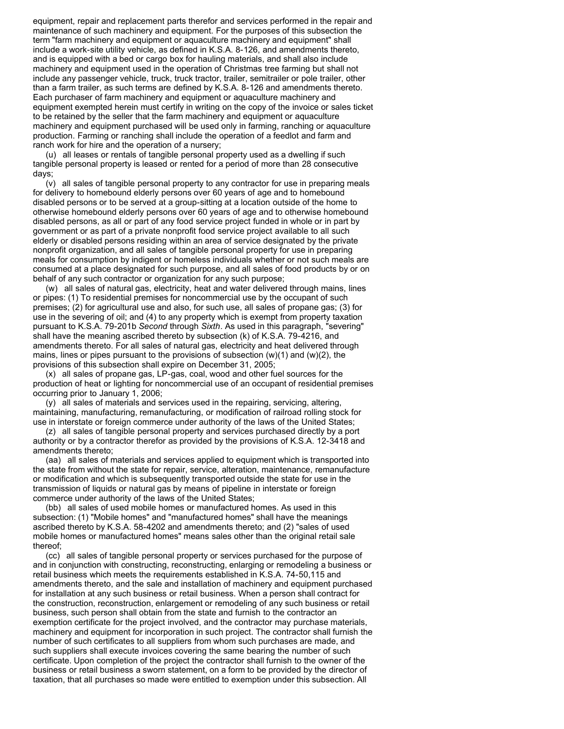equipment, repair and replacement parts therefor and services performed in the repair and maintenance of such machinery and equipment. For the purposes of this subsection the term "farm machinery and equipment or aquaculture machinery and equipment" shall include a work-site utility vehicle, as defined in K.S.A. 8-126, and amendments thereto, and is equipped with a bed or cargo box for hauling materials, and shall also include machinery and equipment used in the operation of Christmas tree farming but shall not include any passenger vehicle, truck, truck tractor, trailer, semitrailer or pole trailer, other than a farm trailer, as such terms are defined by K.S.A. 8-126 and amendments thereto. Each purchaser of farm machinery and equipment or aquaculture machinery and equipment exempted herein must certify in writing on the copy of the invoice or sales ticket to be retained by the seller that the farm machinery and equipment or aquaculture machinery and equipment purchased will be used only in farming, ranching or aquaculture production. Farming or ranching shall include the operation of a feedlot and farm and ranch work for hire and the operation of a nursery;

(u) all leases or rentals of tangible personal property used as a dwelling if such tangible personal property is leased or rented for a period of more than 28 consecutive days;

(v) all sales of tangible personal property to any contractor for use in preparing meals for delivery to homebound elderly persons over 60 years of age and to homebound disabled persons or to be served at a group-sitting at a location outside of the home to otherwise homebound elderly persons over 60 years of age and to otherwise homebound disabled persons, as all or part of any food service project funded in whole or in part by government or as part of a private nonprofit food service project available to all such elderly or disabled persons residing within an area of service designated by the private nonprofit organization, and all sales of tangible personal property for use in preparing meals for consumption by indigent or homeless individuals whether or not such meals are consumed at a place designated for such purpose, and all sales of food products by or on behalf of any such contractor or organization for any such purpose;

(w) all sales of natural gas, electricity, heat and water delivered through mains, lines or pipes: (1) To residential premises for noncommercial use by the occupant of such premises; (2) for agricultural use and also, for such use, all sales of propane gas; (3) for use in the severing of oil; and (4) to any property which is exempt from property taxation pursuant to K.S.A. 79-201b *Second* through *Sixth*. As used in this paragraph, "severing" shall have the meaning ascribed thereto by subsection (k) of K.S.A. 79-4216, and amendments thereto. For all sales of natural gas, electricity and heat delivered through mains, lines or pipes pursuant to the provisions of subsection (w)(1) and (w)(2), the provisions of this subsection shall expire on December 31, 2005;

(x) all sales of propane gas, LP-gas, coal, wood and other fuel sources for the production of heat or lighting for noncommercial use of an occupant of residential premises occurring prior to January 1, 2006;

(y) all sales of materials and services used in the repairing, servicing, altering, maintaining, manufacturing, remanufacturing, or modification of railroad rolling stock for use in interstate or foreign commerce under authority of the laws of the United States;

(z) all sales of tangible personal property and services purchased directly by a port authority or by a contractor therefor as provided by the provisions of K.S.A. 12-3418 and amendments thereto;

(aa) all sales of materials and services applied to equipment which is transported into the state from without the state for repair, service, alteration, maintenance, remanufacture or modification and which is subsequently transported outside the state for use in the transmission of liquids or natural gas by means of pipeline in interstate or foreign commerce under authority of the laws of the United States;

(bb) all sales of used mobile homes or manufactured homes. As used in this subsection: (1) "Mobile homes" and "manufactured homes" shall have the meanings ascribed thereto by K.S.A. 58-4202 and amendments thereto; and (2) "sales of used mobile homes or manufactured homes" means sales other than the original retail sale thereof;

(cc) all sales of tangible personal property or services purchased for the purpose of and in conjunction with constructing, reconstructing, enlarging or remodeling a business or retail business which meets the requirements established in K.S.A. 74-50,115 and amendments thereto, and the sale and installation of machinery and equipment purchased for installation at any such business or retail business. When a person shall contract for the construction, reconstruction, enlargement or remodeling of any such business or retail business, such person shall obtain from the state and furnish to the contractor an exemption certificate for the project involved, and the contractor may purchase materials, machinery and equipment for incorporation in such project. The contractor shall furnish the number of such certificates to all suppliers from whom such purchases are made, and such suppliers shall execute invoices covering the same bearing the number of such certificate. Upon completion of the project the contractor shall furnish to the owner of the business or retail business a sworn statement, on a form to be provided by the director of taxation, that all purchases so made were entitled to exemption under this subsection. All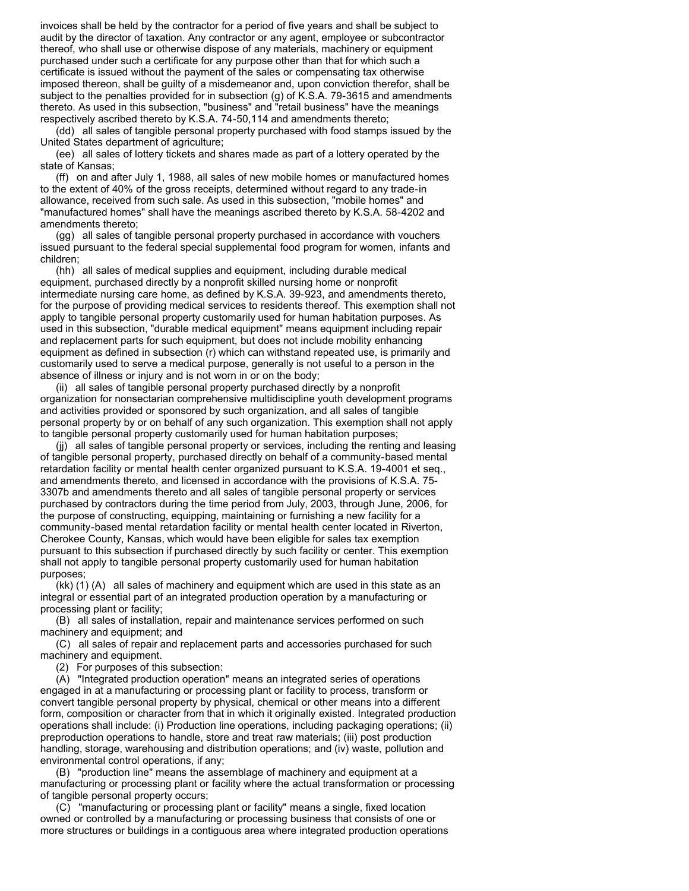invoices shall be held by the contractor for a period of five years and shall be subject to audit by the director of taxation. Any contractor or any agent, employee or subcontractor thereof, who shall use or otherwise dispose of any materials, machinery or equipment purchased under such a certificate for any purpose other than that for which such a certificate is issued without the payment of the sales or compensating tax otherwise imposed thereon, shall be guilty of a misdemeanor and, upon conviction therefor, shall be subject to the penalties provided for in subsection (g) of K.S.A. 79-3615 and amendments thereto. As used in this subsection, "business" and "retail business" have the meanings respectively ascribed thereto by K.S.A. 74-50,114 and amendments thereto;

(dd) all sales of tangible personal property purchased with food stamps issued by the United States department of agriculture;

(ee) all sales of lottery tickets and shares made as part of a lottery operated by the state of Kansas;

(ff) on and after July 1, 1988, all sales of new mobile homes or manufactured homes to the extent of 40% of the gross receipts, determined without regard to any trade-in allowance, received from such sale. As used in this subsection, "mobile homes" and "manufactured homes" shall have the meanings ascribed thereto by K.S.A. 58-4202 and amendments thereto;

(gg) all sales of tangible personal property purchased in accordance with vouchers issued pursuant to the federal special supplemental food program for women, infants and children;

(hh) all sales of medical supplies and equipment, including durable medical equipment, purchased directly by a nonprofit skilled nursing home or nonprofit intermediate nursing care home, as defined by K.S.A. 39-923, and amendments thereto, for the purpose of providing medical services to residents thereof. This exemption shall not apply to tangible personal property customarily used for human habitation purposes. As used in this subsection, "durable medical equipment" means equipment including repair and replacement parts for such equipment, but does not include mobility enhancing equipment as defined in subsection (r) which can withstand repeated use, is primarily and customarily used to serve a medical purpose, generally is not useful to a person in the absence of illness or injury and is not worn in or on the body;

(ii) all sales of tangible personal property purchased directly by a nonprofit organization for nonsectarian comprehensive multidiscipline youth development programs and activities provided or sponsored by such organization, and all sales of tangible personal property by or on behalf of any such organization. This exemption shall not apply to tangible personal property customarily used for human habitation purposes;

(jj) all sales of tangible personal property or services, including the renting and leasing of tangible personal property, purchased directly on behalf of a community-based mental retardation facility or mental health center organized pursuant to K.S.A. 19-4001 et seq., and amendments thereto, and licensed in accordance with the provisions of K.S.A. 75-3307b and amendments thereto and all sales of tangible personal property or services purchased by contractors during the time period from July, 2003, through June, 2006, for the purpose of constructing, equipping, maintaining or furnishing a new facility for a community-based mental retardation facility or mental health center located in Riverton, Cherokee County, Kansas, which would have been eligible for sales tax exemption pursuant to this subsection if purchased directly by such facility or center. This exemption shall not apply to tangible personal property customarily used for human habitation purposes;

(kk) (1) (A) all sales of machinery and equipment which are used in this state as an integral or essential part of an integrated production operation by a manufacturing or processing plant or facility;

(B) all sales of installation, repair and maintenance services performed on such machinery and equipment; and

(C) all sales of repair and replacement parts and accessories purchased for such machinery and equipment.

(2) For purposes of this subsection:

(A) "Integrated production operation" means an integrated series of operations engaged in at a manufacturing or processing plant or facility to process, transform or convert tangible personal property by physical, chemical or other means into a different form, composition or character from that in which it originally existed. Integrated production operations shall include: (i) Production line operations, including packaging operations; (ii) preproduction operations to handle, store and treat raw materials; (iii) post production handling, storage, warehousing and distribution operations; and (iv) waste, pollution and environmental control operations, if any;

(B) "production line" means the assemblage of machinery and equipment at a manufacturing or processing plant or facility where the actual transformation or processing of tangible personal property occurs;

(C) "manufacturing or processing plant or facility" means a single, fixed location owned or controlled by a manufacturing or processing business that consists of one or more structures or buildings in a contiguous area where integrated production operations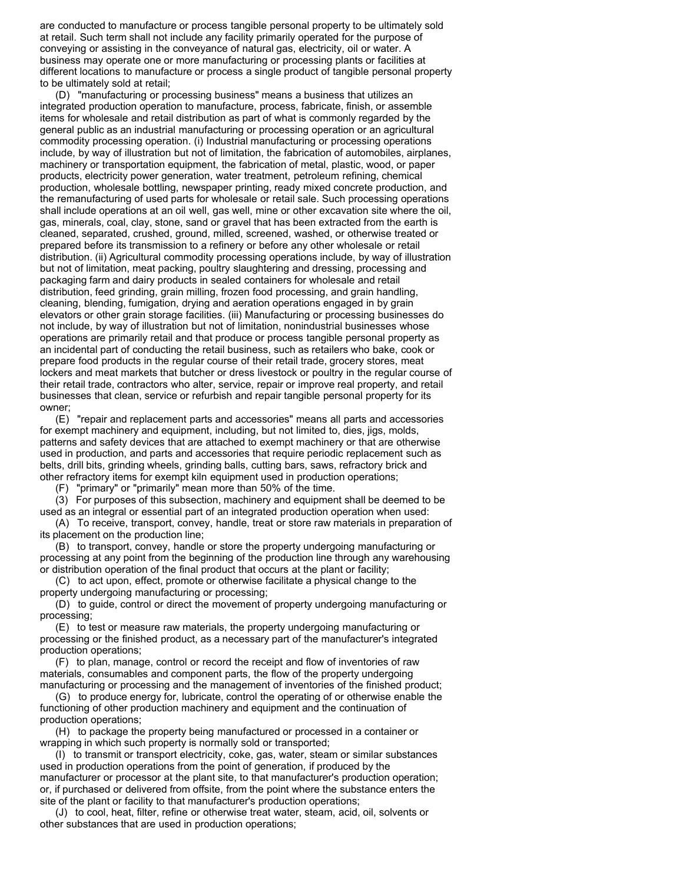are conducted to manufacture or process tangible personal property to be ultimately sold at retail. Such term shall not include any facility primarily operated for the purpose of conveying or assisting in the conveyance of natural gas, electricity, oil or water. A business may operate one or more manufacturing or processing plants or facilities at different locations to manufacture or process a single product of tangible personal property to be ultimately sold at retail;

(D) "manufacturing or processing business" means a business that utilizes an integrated production operation to manufacture, process, fabricate, finish, or assemble items for wholesale and retail distribution as part of what is commonly regarded by the general public as an industrial manufacturing or processing operation or an agricultural commodity processing operation. (i) Industrial manufacturing or processing operations include, by way of illustration but not of limitation, the fabrication of automobiles, airplanes, machinery or transportation equipment, the fabrication of metal, plastic, wood, or paper products, electricity power generation, water treatment, petroleum refining, chemical production, wholesale bottling, newspaper printing, ready mixed concrete production, and the remanufacturing of used parts for wholesale or retail sale. Such processing operations shall include operations at an oil well, gas well, mine or other excavation site where the oil, gas, minerals, coal, clay, stone, sand or gravel that has been extracted from the earth is cleaned, separated, crushed, ground, milled, screened, washed, or otherwise treated or prepared before its transmission to a refinery or before any other wholesale or retail distribution. (ii) Agricultural commodity processing operations include, by way of illustration but not of limitation, meat packing, poultry slaughtering and dressing, processing and packaging farm and dairy products in sealed containers for wholesale and retail distribution, feed grinding, grain milling, frozen food processing, and grain handling, cleaning, blending, fumigation, drying and aeration operations engaged in by grain elevators or other grain storage facilities. (iii) Manufacturing or processing businesses do not include, by way of illustration but not of limitation, nonindustrial businesses whose operations are primarily retail and that produce or process tangible personal property as an incidental part of conducting the retail business, such as retailers who bake, cook or prepare food products in the regular course of their retail trade, grocery stores, meat lockers and meat markets that butcher or dress livestock or poultry in the regular course of their retail trade, contractors who alter, service, repair or improve real property, and retail businesses that clean, service or refurbish and repair tangible personal property for its owner;

(E) "repair and replacement parts and accessories" means all parts and accessories for exempt machinery and equipment, including, but not limited to, dies, jigs, molds, patterns and safety devices that are attached to exempt machinery or that are otherwise used in production, and parts and accessories that require periodic replacement such as belts, drill bits, grinding wheels, grinding balls, cutting bars, saws, refractory brick and other refractory items for exempt kiln equipment used in production operations;

(F) "primary" or "primarily" mean more than 50% of the time.

(3) For purposes of this subsection, machinery and equipment shall be deemed to be used as an integral or essential part of an integrated production operation when used:

(A) To receive, transport, convey, handle, treat or store raw materials in preparation of its placement on the production line;

(B) to transport, convey, handle or store the property undergoing manufacturing or processing at any point from the beginning of the production line through any warehousing or distribution operation of the final product that occurs at the plant or facility;

(C) to act upon, effect, promote or otherwise facilitate a physical change to the property undergoing manufacturing or processing;

(D) to guide, control or direct the movement of property undergoing manufacturing or processing;

(E) to test or measure raw materials, the property undergoing manufacturing or processing or the finished product, as a necessary part of the manufacturer's integrated production operations;

(F) to plan, manage, control or record the receipt and flow of inventories of raw materials, consumables and component parts, the flow of the property undergoing manufacturing or processing and the management of inventories of the finished product;

(G) to produce energy for, lubricate, control the operating of or otherwise enable the functioning of other production machinery and equipment and the continuation of production operations;

(H) to package the property being manufactured or processed in a container or wrapping in which such property is normally sold or transported;

(I) to transmit or transport electricity, coke, gas, water, steam or similar substances used in production operations from the point of generation, if produced by the manufacturer or processor at the plant site, to that manufacturer's production operation; or, if purchased or delivered from offsite, from the point where the substance enters the site of the plant or facility to that manufacturer's production operations;

(J) to cool, heat, filter, refine or otherwise treat water, steam, acid, oil, solvents or other substances that are used in production operations;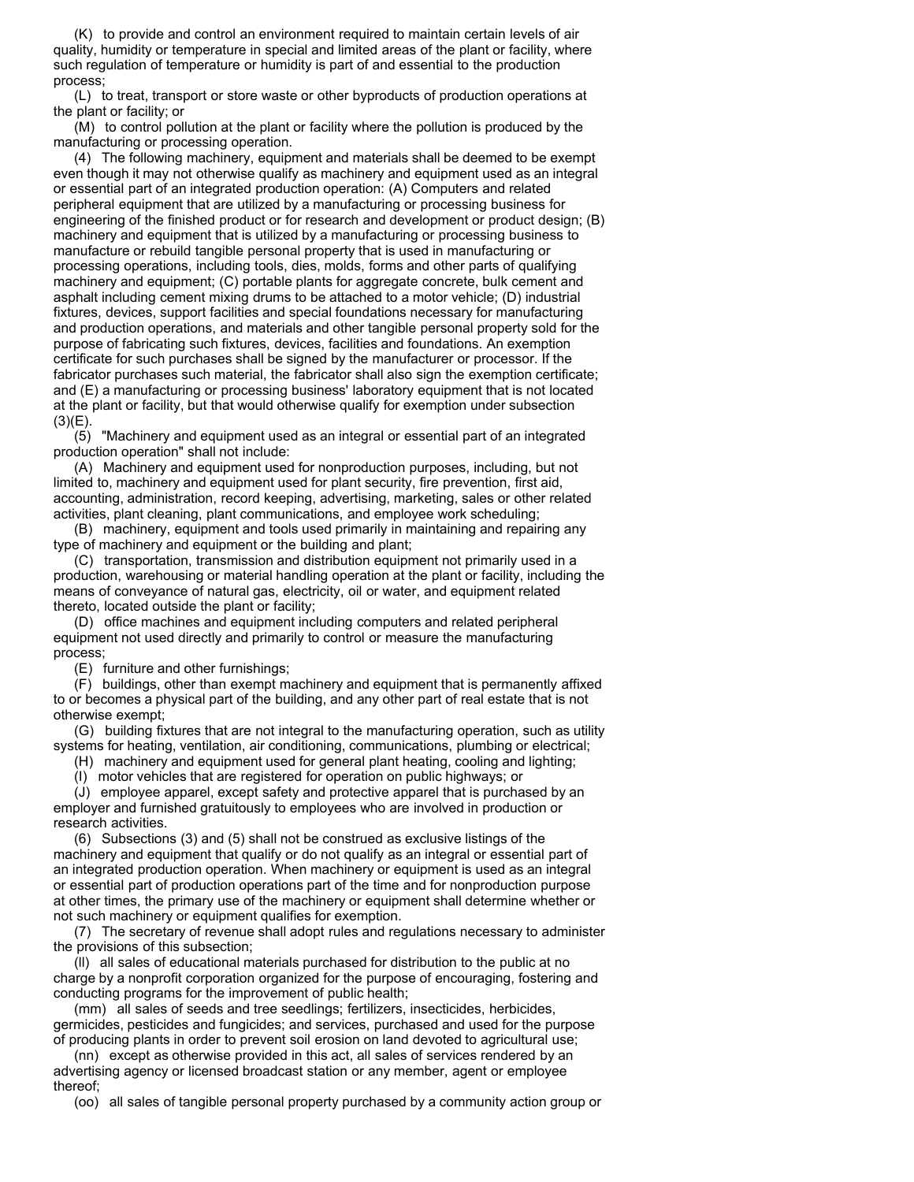(K) to provide and control an environment required to maintain certain levels of air quality, humidity or temperature in special and limited areas of the plant or facility, where such regulation of temperature or humidity is part of and essential to the production process;

(L) to treat, transport or store waste or other byproducts of production operations at the plant or facility; or

(M) to control pollution at the plant or facility where the pollution is produced by the manufacturing or processing operation.

(4) The following machinery, equipment and materials shall be deemed to be exempt even though it may not otherwise qualify as machinery and equipment used as an integral or essential part of an integrated production operation: (A) Computers and related peripheral equipment that are utilized by a manufacturing or processing business for engineering of the finished product or for research and development or product design; (B) machinery and equipment that is utilized by a manufacturing or processing business to manufacture or rebuild tangible personal property that is used in manufacturing or processing operations, including tools, dies, molds, forms and other parts of qualifying machinery and equipment; (C) portable plants for aggregate concrete, bulk cement and asphalt including cement mixing drums to be attached to a motor vehicle; (D) industrial fixtures, devices, support facilities and special foundations necessary for manufacturing and production operations, and materials and other tangible personal property sold for the purpose of fabricating such fixtures, devices, facilities and foundations. An exemption certificate for such purchases shall be signed by the manufacturer or processor. If the fabricator purchases such material, the fabricator shall also sign the exemption certificate; and (E) a manufacturing or processing business' laboratory equipment that is not located at the plant or facility, but that would otherwise qualify for exemption under subsection (3)(E).

(5) "Machinery and equipment used as an integral or essential part of an integrated production operation" shall not include:

(A) Machinery and equipment used for nonproduction purposes, including, but not limited to, machinery and equipment used for plant security, fire prevention, first aid, accounting, administration, record keeping, advertising, marketing, sales or other related activities, plant cleaning, plant communications, and employee work scheduling;

(B) machinery, equipment and tools used primarily in maintaining and repairing any type of machinery and equipment or the building and plant;

(C) transportation, transmission and distribution equipment not primarily used in a production, warehousing or material handling operation at the plant or facility, including the means of conveyance of natural gas, electricity, oil or water, and equipment related thereto, located outside the plant or facility;

(D) office machines and equipment including computers and related peripheral equipment not used directly and primarily to control or measure the manufacturing process;

(E) furniture and other furnishings;

(F) buildings, other than exempt machinery and equipment that is permanently affixed to or becomes a physical part of the building, and any other part of real estate that is not otherwise exempt;

(G) building fixtures that are not integral to the manufacturing operation, such as utility systems for heating, ventilation, air conditioning, communications, plumbing or electrical;

(H) machinery and equipment used for general plant heating, cooling and lighting;

(I) motor vehicles that are registered for operation on public highways; or

(J) employee apparel, except safety and protective apparel that is purchased by an employer and furnished gratuitously to employees who are involved in production or research activities.

(6) Subsections (3) and (5) shall not be construed as exclusive listings of the machinery and equipment that qualify or do not qualify as an integral or essential part of an integrated production operation. When machinery or equipment is used as an integral or essential part of production operations part of the time and for nonproduction purpose at other times, the primary use of the machinery or equipment shall determine whether or not such machinery or equipment qualifies for exemption.

(7) The secretary of revenue shall adopt rules and regulations necessary to administer the provisions of this subsection;

(ll) all sales of educational materials purchased for distribution to the public at no charge by a nonprofit corporation organized for the purpose of encouraging, fostering and conducting programs for the improvement of public health;

(mm) all sales of seeds and tree seedlings; fertilizers, insecticides, herbicides, germicides, pesticides and fungicides; and services, purchased and used for the purpose of producing plants in order to prevent soil erosion on land devoted to agricultural use;

(nn) except as otherwise provided in this act, all sales of services rendered by an advertising agency or licensed broadcast station or any member, agent or employee thereof;

(oo) all sales of tangible personal property purchased by a community action group or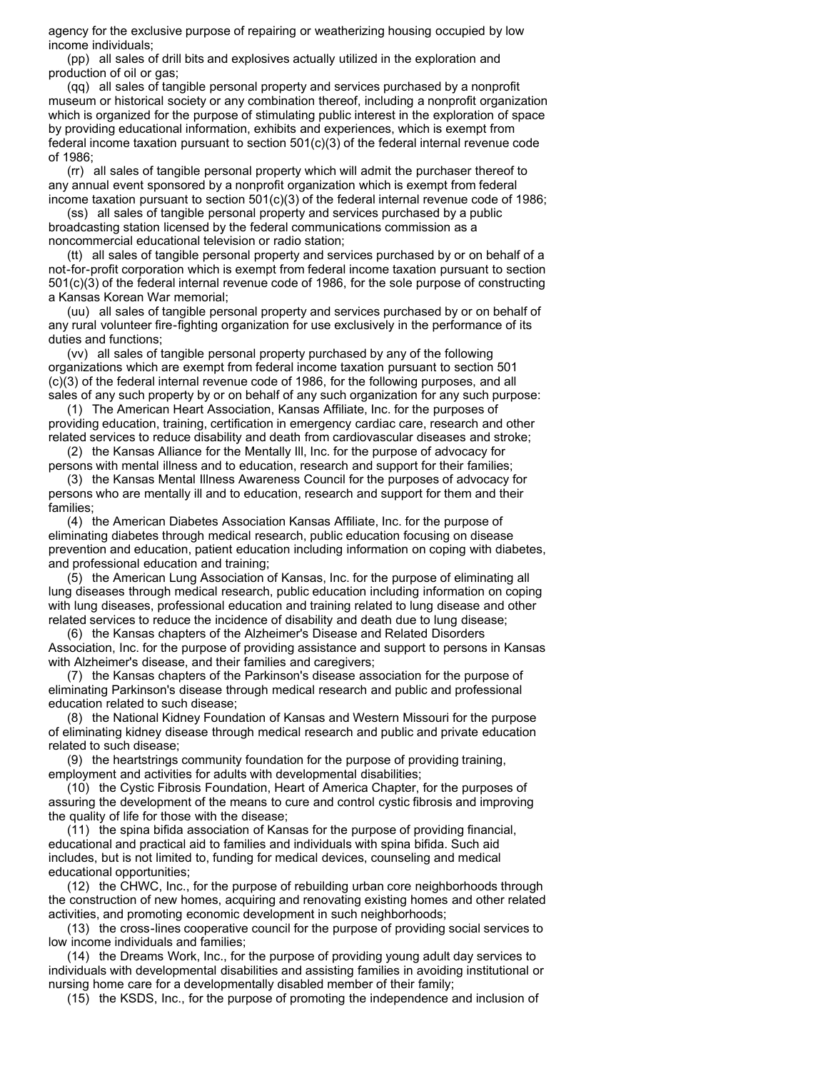agency for the exclusive purpose of repairing or weatherizing housing occupied by low income individuals;

(pp) all sales of drill bits and explosives actually utilized in the exploration and production of oil or gas;

(qq) all sales of tangible personal property and services purchased by a nonprofit museum or historical society or any combination thereof, including a nonprofit organization which is organized for the purpose of stimulating public interest in the exploration of space by providing educational information, exhibits and experiences, which is exempt from federal income taxation pursuant to section 501(c)(3) of the federal internal revenue code of 1986;

(rr) all sales of tangible personal property which will admit the purchaser thereof to any annual event sponsored by a nonprofit organization which is exempt from federal income taxation pursuant to section 501(c)(3) of the federal internal revenue code of 1986;

(ss) all sales of tangible personal property and services purchased by a public broadcasting station licensed by the federal communications commission as a noncommercial educational television or radio station;

(tt) all sales of tangible personal property and services purchased by or on behalf of a not-for-profit corporation which is exempt from federal income taxation pursuant to section 501(c)(3) of the federal internal revenue code of 1986, for the sole purpose of constructing a Kansas Korean War memorial;

(uu) all sales of tangible personal property and services purchased by or on behalf of any rural volunteer fire-fighting organization for use exclusively in the performance of its duties and functions;

(vv) all sales of tangible personal property purchased by any of the following organizations which are exempt from federal income taxation pursuant to section 501 (c)(3) of the federal internal revenue code of 1986, for the following purposes, and all sales of any such property by or on behalf of any such organization for any such purpose:

(1) The American Heart Association, Kansas Affiliate, Inc. for the purposes of providing education, training, certification in emergency cardiac care, research and other related services to reduce disability and death from cardiovascular diseases and stroke;

(2) the Kansas Alliance for the Mentally Ill, Inc. for the purpose of advocacy for persons with mental illness and to education, research and support for their families;

(3) the Kansas Mental Illness Awareness Council for the purposes of advocacy for persons who are mentally ill and to education, research and support for them and their families;

(4) the American Diabetes Association Kansas Affiliate, Inc. for the purpose of eliminating diabetes through medical research, public education focusing on disease prevention and education, patient education including information on coping with diabetes, and professional education and training;

(5) the American Lung Association of Kansas, Inc. for the purpose of eliminating all lung diseases through medical research, public education including information on coping with lung diseases, professional education and training related to lung disease and other related services to reduce the incidence of disability and death due to lung disease;

(6) the Kansas chapters of the Alzheimer's Disease and Related Disorders Association, Inc. for the purpose of providing assistance and support to persons in Kansas with Alzheimer's disease, and their families and caregivers;

(7) the Kansas chapters of the Parkinson's disease association for the purpose of eliminating Parkinson's disease through medical research and public and professional education related to such disease;

(8) the National Kidney Foundation of Kansas and Western Missouri for the purpose of eliminating kidney disease through medical research and public and private education related to such disease;

(9) the heartstrings community foundation for the purpose of providing training, employment and activities for adults with developmental disabilities;

(10) the Cystic Fibrosis Foundation, Heart of America Chapter, for the purposes of assuring the development of the means to cure and control cystic fibrosis and improving the quality of life for those with the disease;

(11) the spina bifida association of Kansas for the purpose of providing financial, educational and practical aid to families and individuals with spina bifida. Such aid includes, but is not limited to, funding for medical devices, counseling and medical educational opportunities;

(12) the CHWC, Inc., for the purpose of rebuilding urban core neighborhoods through the construction of new homes, acquiring and renovating existing homes and other related activities, and promoting economic development in such neighborhoods;

(13) the cross-lines cooperative council for the purpose of providing social services to low income individuals and families;

(14) the Dreams Work, Inc., for the purpose of providing young adult day services to individuals with developmental disabilities and assisting families in avoiding institutional or nursing home care for a developmentally disabled member of their family;

(15) the KSDS, Inc., for the purpose of promoting the independence and inclusion of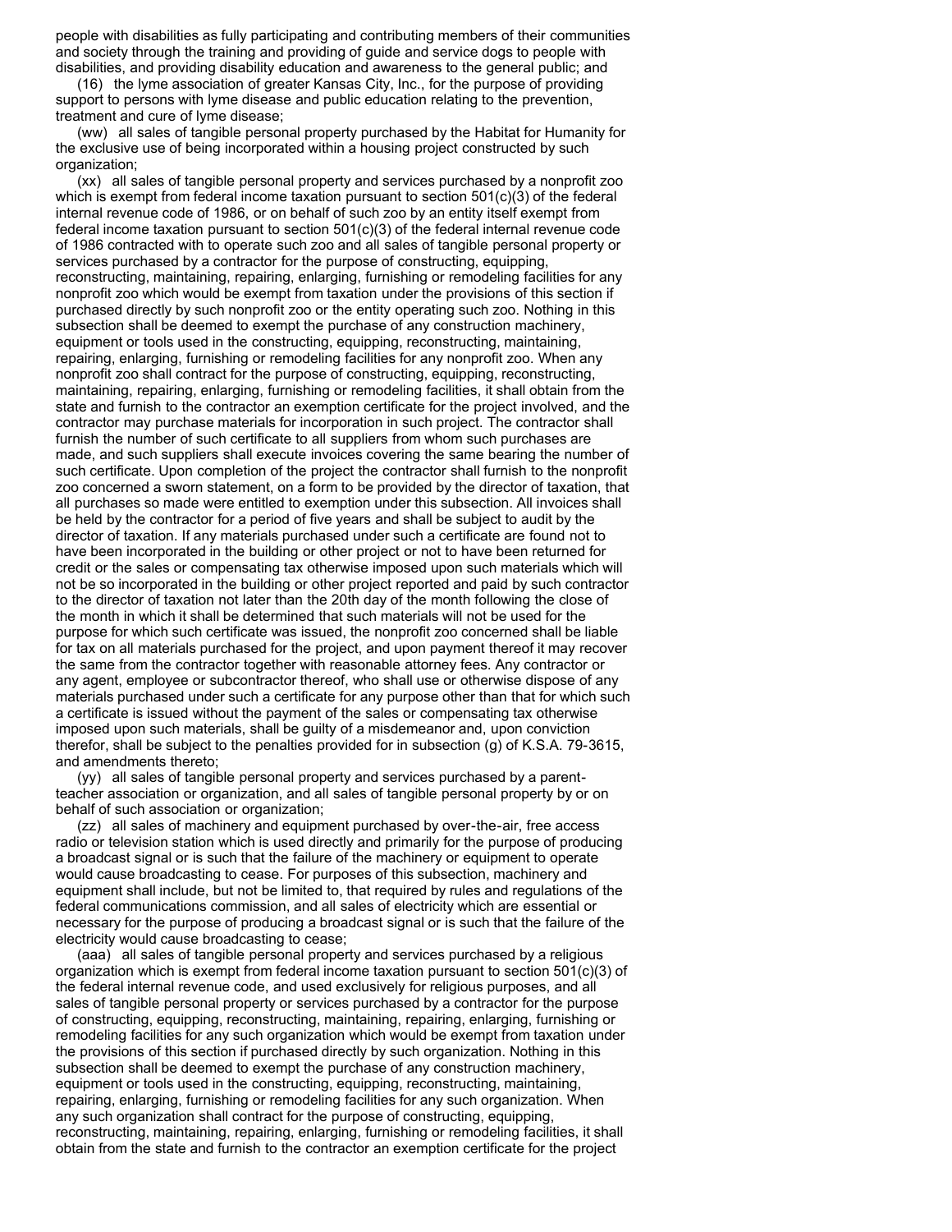people with disabilities as fully participating and contributing members of their communities and society through the training and providing of guide and service dogs to people with disabilities, and providing disability education and awareness to the general public; and

(16) the lyme association of greater Kansas City, Inc., for the purpose of providing support to persons with lyme disease and public education relating to the prevention, treatment and cure of lyme disease;

(ww) all sales of tangible personal property purchased by the Habitat for Humanity for the exclusive use of being incorporated within a housing project constructed by such organization;

(xx) all sales of tangible personal property and services purchased by a nonprofit zoo which is exempt from federal income taxation pursuant to section 501(c)(3) of the federal internal revenue code of 1986, or on behalf of such zoo by an entity itself exempt from federal income taxation pursuant to section 501(c)(3) of the federal internal revenue code of 1986 contracted with to operate such zoo and all sales of tangible personal property or services purchased by a contractor for the purpose of constructing, equipping, reconstructing, maintaining, repairing, enlarging, furnishing or remodeling facilities for any nonprofit zoo which would be exempt from taxation under the provisions of this section if purchased directly by such nonprofit zoo or the entity operating such zoo. Nothing in this subsection shall be deemed to exempt the purchase of any construction machinery, equipment or tools used in the constructing, equipping, reconstructing, maintaining, repairing, enlarging, furnishing or remodeling facilities for any nonprofit zoo. When any nonprofit zoo shall contract for the purpose of constructing, equipping, reconstructing, maintaining, repairing, enlarging, furnishing or remodeling facilities, it shall obtain from the state and furnish to the contractor an exemption certificate for the project involved, and the contractor may purchase materials for incorporation in such project. The contractor shall furnish the number of such certificate to all suppliers from whom such purchases are made, and such suppliers shall execute invoices covering the same bearing the number of such certificate. Upon completion of the project the contractor shall furnish to the nonprofit zoo concerned a sworn statement, on a form to be provided by the director of taxation, that all purchases so made were entitled to exemption under this subsection. All invoices shall be held by the contractor for a period of five years and shall be subject to audit by the director of taxation. If any materials purchased under such a certificate are found not to have been incorporated in the building or other project or not to have been returned for credit or the sales or compensating tax otherwise imposed upon such materials which will not be so incorporated in the building or other project reported and paid by such contractor to the director of taxation not later than the 20th day of the month following the close of the month in which it shall be determined that such materials will not be used for the purpose for which such certificate was issued, the nonprofit zoo concerned shall be liable for tax on all materials purchased for the project, and upon payment thereof it may recover the same from the contractor together with reasonable attorney fees. Any contractor or any agent, employee or subcontractor thereof, who shall use or otherwise dispose of any materials purchased under such a certificate for any purpose other than that for which such a certificate is issued without the payment of the sales or compensating tax otherwise imposed upon such materials, shall be guilty of a misdemeanor and, upon conviction therefor, shall be subject to the penalties provided for in subsection (g) of K.S.A. 79-3615, and amendments thereto;

(yy) all sales of tangible personal property and services purchased by a parent-teacher association or organization, and all sales of tangible personal property by or on behalf of such association or organization;

(zz) all sales of machinery and equipment purchased by over-the-air, free access radio or television station which is used directly and primarily for the purpose of producing a broadcast signal or is such that the failure of the machinery or equipment to operate would cause broadcasting to cease. For purposes of this subsection, machinery and equipment shall include, but not be limited to, that required by rules and regulations of the federal communications commission, and all sales of electricity which are essential or necessary for the purpose of producing a broadcast signal or is such that the failure of the electricity would cause broadcasting to cease;

(aaa) all sales of tangible personal property and services purchased by a religious organization which is exempt from federal income taxation pursuant to section 501(c)(3) of the federal internal revenue code, and used exclusively for religious purposes, and all sales of tangible personal property or services purchased by a contractor for the purpose of constructing, equipping, reconstructing, maintaining, repairing, enlarging, furnishing or remodeling facilities for any such organization which would be exempt from taxation under the provisions of this section if purchased directly by such organization. Nothing in this subsection shall be deemed to exempt the purchase of any construction machinery, equipment or tools used in the constructing, equipping, reconstructing, maintaining, repairing, enlarging, furnishing or remodeling facilities for any such organization. When any such organization shall contract for the purpose of constructing, equipping, reconstructing, maintaining, repairing, enlarging, furnishing or remodeling facilities, it shall obtain from the state and furnish to the contractor an exemption certificate for the project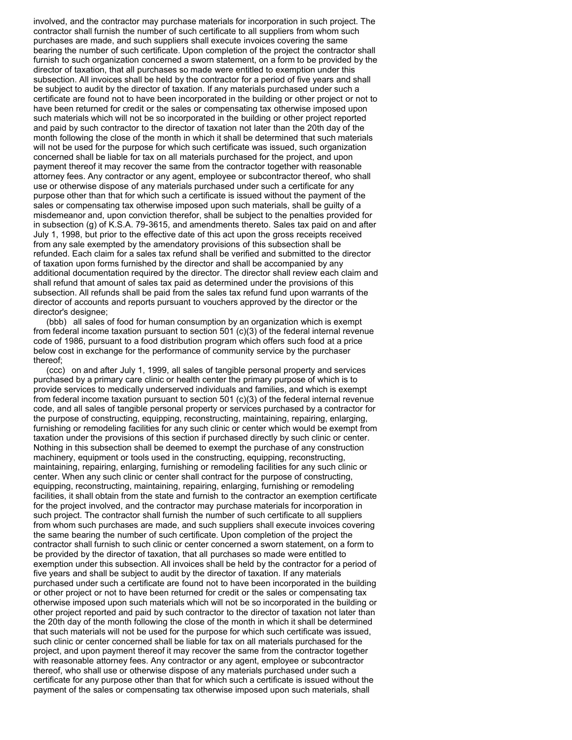involved, and the contractor may purchase materials for incorporation in such project. The contractor shall furnish the number of such certificate to all suppliers from whom such purchases are made, and such suppliers shall execute invoices covering the same bearing the number of such certificate. Upon completion of the project the contractor shall furnish to such organization concerned a sworn statement, on a form to be provided by the director of taxation, that all purchases so made were entitled to exemption under this subsection. All invoices shall be held by the contractor for a period of five years and shall be subject to audit by the director of taxation. If any materials purchased under such a certificate are found not to have been incorporated in the building or other project or not to have been returned for credit or the sales or compensating tax otherwise imposed upon such materials which will not be so incorporated in the building or other project reported and paid by such contractor to the director of taxation not later than the 20th day of the month following the close of the month in which it shall be determined that such materials will not be used for the purpose for which such certificate was issued, such organization concerned shall be liable for tax on all materials purchased for the project, and upon payment thereof it may recover the same from the contractor together with reasonable attorney fees. Any contractor or any agent, employee or subcontractor thereof, who shall use or otherwise dispose of any materials purchased under such a certificate for any purpose other than that for which such a certificate is issued without the payment of the sales or compensating tax otherwise imposed upon such materials, shall be guilty of a misdemeanor and, upon conviction therefor, shall be subject to the penalties provided for in subsection (g) of K.S.A. 79-3615, and amendments thereto. Sales tax paid on and after July 1, 1998, but prior to the effective date of this act upon the gross receipts received from any sale exempted by the amendatory provisions of this subsection shall be refunded. Each claim for a sales tax refund shall be verified and submitted to the director of taxation upon forms furnished by the director and shall be accompanied by any additional documentation required by the director. The director shall review each claim and shall refund that amount of sales tax paid as determined under the provisions of this subsection. All refunds shall be paid from the sales tax refund fund upon warrants of the director of accounts and reports pursuant to vouchers approved by the director or the director's designee;

(bbb) all sales of food for human consumption by an organization which is exempt from federal income taxation pursuant to section 501 (c)(3) of the federal internal revenue code of 1986, pursuant to a food distribution program which offers such food at a price below cost in exchange for the performance of community service by the purchaser thereof;

(ccc) on and after July 1, 1999, all sales of tangible personal property and services purchased by a primary care clinic or health center the primary purpose of which is to provide services to medically underserved individuals and families, and which is exempt from federal income taxation pursuant to section 501 (c)(3) of the federal internal revenue code, and all sales of tangible personal property or services purchased by a contractor for the purpose of constructing, equipping, reconstructing, maintaining, repairing, enlarging, furnishing or remodeling facilities for any such clinic or center which would be exempt from taxation under the provisions of this section if purchased directly by such clinic or center. Nothing in this subsection shall be deemed to exempt the purchase of any construction machinery, equipment or tools used in the constructing, equipping, reconstructing, maintaining, repairing, enlarging, furnishing or remodeling facilities for any such clinic or center. When any such clinic or center shall contract for the purpose of constructing, equipping, reconstructing, maintaining, repairing, enlarging, furnishing or remodeling facilities, it shall obtain from the state and furnish to the contractor an exemption certificate for the project involved, and the contractor may purchase materials for incorporation in such project. The contractor shall furnish the number of such certificate to all suppliers from whom such purchases are made, and such suppliers shall execute invoices covering the same bearing the number of such certificate. Upon completion of the project the contractor shall furnish to such clinic or center concerned a sworn statement, on a form to be provided by the director of taxation, that all purchases so made were entitled to exemption under this subsection. All invoices shall be held by the contractor for a period of five years and shall be subject to audit by the director of taxation. If any materials purchased under such a certificate are found not to have been incorporated in the building or other project or not to have been returned for credit or the sales or compensating tax otherwise imposed upon such materials which will not be so incorporated in the building or other project reported and paid by such contractor to the director of taxation not later than the 20th day of the month following the close of the month in which it shall be determined that such materials will not be used for the purpose for which such certificate was issued, such clinic or center concerned shall be liable for tax on all materials purchased for the project, and upon payment thereof it may recover the same from the contractor together with reasonable attorney fees. Any contractor or any agent, employee or subcontractor thereof, who shall use or otherwise dispose of any materials purchased under such a certificate for any purpose other than that for which such a certificate is issued without the payment of the sales or compensating tax otherwise imposed upon such materials, shall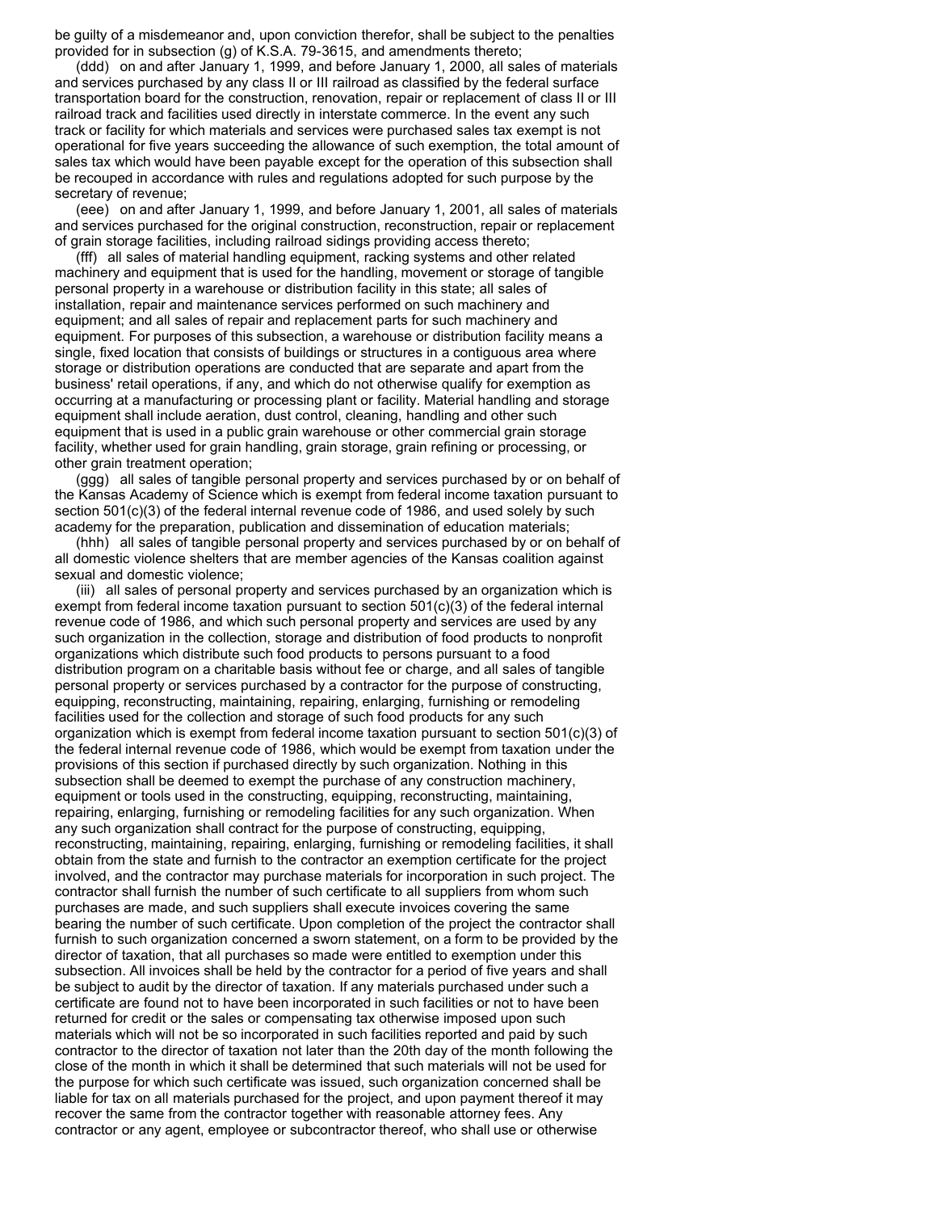be guilty of a misdemeanor and, upon conviction therefor, shall be subject to the penalties provided for in subsection (g) of K.S.A. 79-3615, and amendments thereto;

(ddd) on and after January 1, 1999, and before January 1, 2000, all sales of materials and services purchased by any class II or III railroad as classified by the federal surface transportation board for the construction, renovation, repair or replacement of class II or III railroad track and facilities used directly in interstate commerce. In the event any such track or facility for which materials and services were purchased sales tax exempt is not operational for five years succeeding the allowance of such exemption, the total amount of sales tax which would have been payable except for the operation of this subsection shall be recouped in accordance with rules and regulations adopted for such purpose by the secretary of revenue;

(eee) on and after January 1, 1999, and before January 1, 2001, all sales of materials and services purchased for the original construction, reconstruction, repair or replacement of grain storage facilities, including railroad sidings providing access thereto;

(fff) all sales of material handling equipment, racking systems and other related machinery and equipment that is used for the handling, movement or storage of tangible personal property in a warehouse or distribution facility in this state; all sales of installation, repair and maintenance services performed on such machinery and equipment; and all sales of repair and replacement parts for such machinery and equipment. For purposes of this subsection, a warehouse or distribution facility means a single, fixed location that consists of buildings or structures in a contiguous area where storage or distribution operations are conducted that are separate and apart from the business' retail operations, if any, and which do not otherwise qualify for exemption as occurring at a manufacturing or processing plant or facility. Material handling and storage equipment shall include aeration, dust control, cleaning, handling and other such equipment that is used in a public grain warehouse or other commercial grain storage facility, whether used for grain handling, grain storage, grain refining or processing, or other grain treatment operation;

(ggg) all sales of tangible personal property and services purchased by or on behalf of the Kansas Academy of Science which is exempt from federal income taxation pursuant to section 501(c)(3) of the federal internal revenue code of 1986, and used solely by such academy for the preparation, publication and dissemination of education materials;

(hhh) all sales of tangible personal property and services purchased by or on behalf of all domestic violence shelters that are member agencies of the Kansas coalition against sexual and domestic violence;

(iii) all sales of personal property and services purchased by an organization which is exempt from federal income taxation pursuant to section 501(c)(3) of the federal internal revenue code of 1986, and which such personal property and services are used by any such organization in the collection, storage and distribution of food products to nonprofit organizations which distribute such food products to persons pursuant to a food distribution program on a charitable basis without fee or charge, and all sales of tangible personal property or services purchased by a contractor for the purpose of constructing, equipping, reconstructing, maintaining, repairing, enlarging, furnishing or remodeling facilities used for the collection and storage of such food products for any such organization which is exempt from federal income taxation pursuant to section 501(c)(3) of the federal internal revenue code of 1986, which would be exempt from taxation under the provisions of this section if purchased directly by such organization. Nothing in this subsection shall be deemed to exempt the purchase of any construction machinery, equipment or tools used in the constructing, equipping, reconstructing, maintaining, repairing, enlarging, furnishing or remodeling facilities for any such organization. When any such organization shall contract for the purpose of constructing, equipping, reconstructing, maintaining, repairing, enlarging, furnishing or remodeling facilities, it shall obtain from the state and furnish to the contractor an exemption certificate for the project involved, and the contractor may purchase materials for incorporation in such project. The contractor shall furnish the number of such certificate to all suppliers from whom such purchases are made, and such suppliers shall execute invoices covering the same bearing the number of such certificate. Upon completion of the project the contractor shall furnish to such organization concerned a sworn statement, on a form to be provided by the director of taxation, that all purchases so made were entitled to exemption under this subsection. All invoices shall be held by the contractor for a period of five years and shall be subject to audit by the director of taxation. If any materials purchased under such a certificate are found not to have been incorporated in such facilities or not to have been returned for credit or the sales or compensating tax otherwise imposed upon such materials which will not be so incorporated in such facilities reported and paid by such contractor to the director of taxation not later than the 20th day of the month following the close of the month in which it shall be determined that such materials will not be used for the purpose for which such certificate was issued, such organization concerned shall be liable for tax on all materials purchased for the project, and upon payment thereof it may recover the same from the contractor together with reasonable attorney fees. Any contractor or any agent, employee or subcontractor thereof, who shall use or otherwise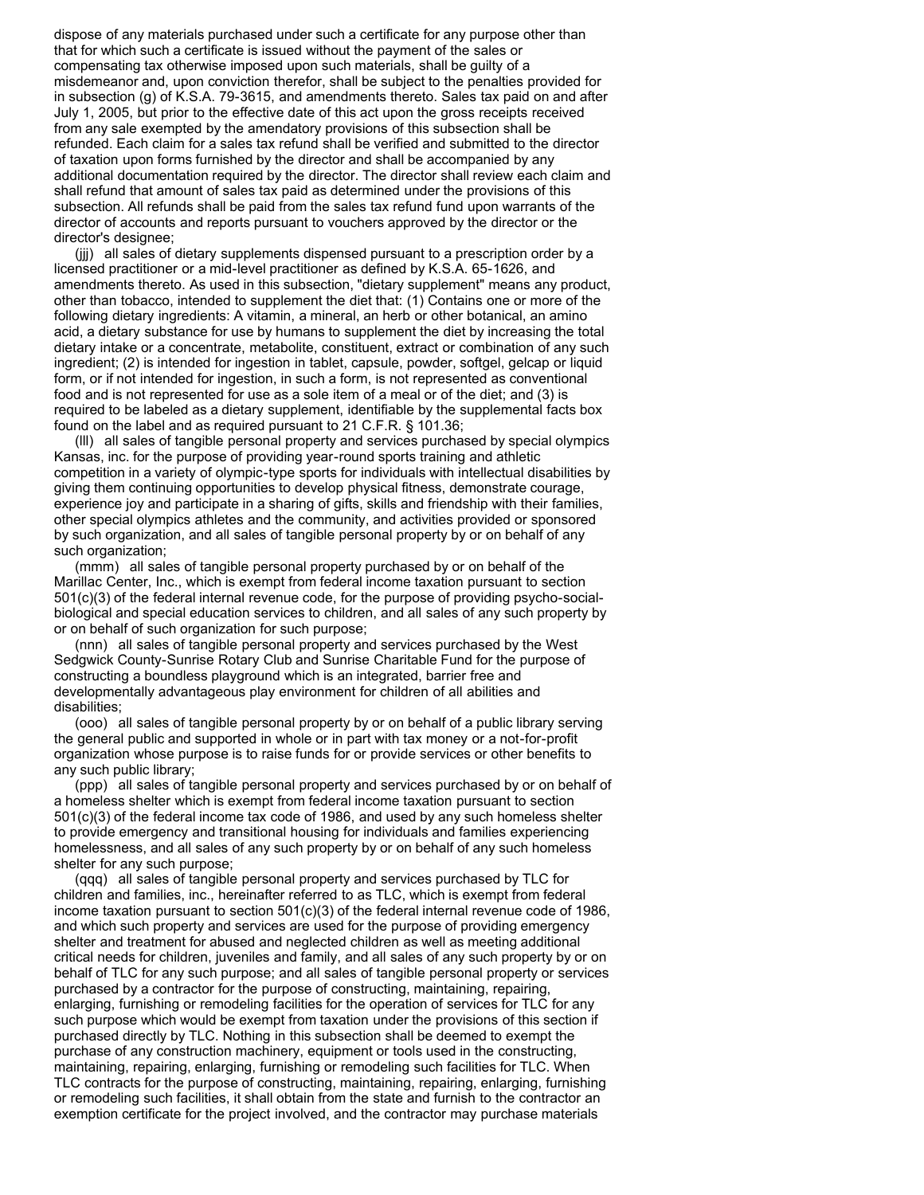dispose of any materials purchased under such a certificate for any purpose other than that for which such a certificate is issued without the payment of the sales or compensating tax otherwise imposed upon such materials, shall be guilty of a misdemeanor and, upon conviction therefor, shall be subject to the penalties provided for in subsection (g) of K.S.A. 79-3615, and amendments thereto. Sales tax paid on and after July 1, 2005, but prior to the effective date of this act upon the gross receipts received from any sale exempted by the amendatory provisions of this subsection shall be refunded. Each claim for a sales tax refund shall be verified and submitted to the director of taxation upon forms furnished by the director and shall be accompanied by any additional documentation required by the director. The director shall review each claim and shall refund that amount of sales tax paid as determined under the provisions of this subsection. All refunds shall be paid from the sales tax refund fund upon warrants of the director of accounts and reports pursuant to vouchers approved by the director or the director's designee;

(jjj) all sales of dietary supplements dispensed pursuant to a prescription order by a licensed practitioner or a mid-level practitioner as defined by K.S.A. 65-1626, and amendments thereto. As used in this subsection, "dietary supplement" means any product, other than tobacco, intended to supplement the diet that: (1) Contains one or more of the following dietary ingredients: A vitamin, a mineral, an herb or other botanical, an amino acid, a dietary substance for use by humans to supplement the diet by increasing the total dietary intake or a concentrate, metabolite, constituent, extract or combination of any such ingredient; (2) is intended for ingestion in tablet, capsule, powder, softgel, gelcap or liquid form, or if not intended for ingestion, in such a form, is not represented as conventional food and is not represented for use as a sole item of a meal or of the diet; and (3) is required to be labeled as a dietary supplement, identifiable by the supplemental facts box found on the label and as required pursuant to 21 C.F.R. § 101.36;

(lll) all sales of tangible personal property and services purchased by special olympics Kansas, inc. for the purpose of providing year-round sports training and athletic competition in a variety of olympic-type sports for individuals with intellectual disabilities by giving them continuing opportunities to develop physical fitness, demonstrate courage, experience joy and participate in a sharing of gifts, skills and friendship with their families, other special olympics athletes and the community, and activities provided or sponsored by such organization, and all sales of tangible personal property by or on behalf of any such organization;

(mmm) all sales of tangible personal property purchased by or on behalf of the Marillac Center, Inc., which is exempt from federal income taxation pursuant to section 501(c)(3) of the federal internal revenue code, for the purpose of providing psycho-social-biological and special education services to children, and all sales of any such property by or on behalf of such organization for such purpose;

(nnn) all sales of tangible personal property and services purchased by the West Sedgwick County-Sunrise Rotary Club and Sunrise Charitable Fund for the purpose of constructing a boundless playground which is an integrated, barrier free and developmentally advantageous play environment for children of all abilities and disabilities;

(ooo) all sales of tangible personal property by or on behalf of a public library serving the general public and supported in whole or in part with tax money or a not-for-profit organization whose purpose is to raise funds for or provide services or other benefits to any such public library;

(ppp) all sales of tangible personal property and services purchased by or on behalf of a homeless shelter which is exempt from federal income taxation pursuant to section 501(c)(3) of the federal income tax code of 1986, and used by any such homeless shelter to provide emergency and transitional housing for individuals and families experiencing homelessness, and all sales of any such property by or on behalf of any such homeless shelter for any such purpose;

(qqq) all sales of tangible personal property and services purchased by TLC for children and families, inc., hereinafter referred to as TLC, which is exempt from federal income taxation pursuant to section 501(c)(3) of the federal internal revenue code of 1986, and which such property and services are used for the purpose of providing emergency shelter and treatment for abused and neglected children as well as meeting additional critical needs for children, juveniles and family, and all sales of any such property by or on behalf of TLC for any such purpose; and all sales of tangible personal property or services purchased by a contractor for the purpose of constructing, maintaining, repairing, enlarging, furnishing or remodeling facilities for the operation of services for TLC for any such purpose which would be exempt from taxation under the provisions of this section if purchased directly by TLC. Nothing in this subsection shall be deemed to exempt the purchase of any construction machinery, equipment or tools used in the constructing, maintaining, repairing, enlarging, furnishing or remodeling such facilities for TLC. When TLC contracts for the purpose of constructing, maintaining, repairing, enlarging, furnishing or remodeling such facilities, it shall obtain from the state and furnish to the contractor an exemption certificate for the project involved, and the contractor may purchase materials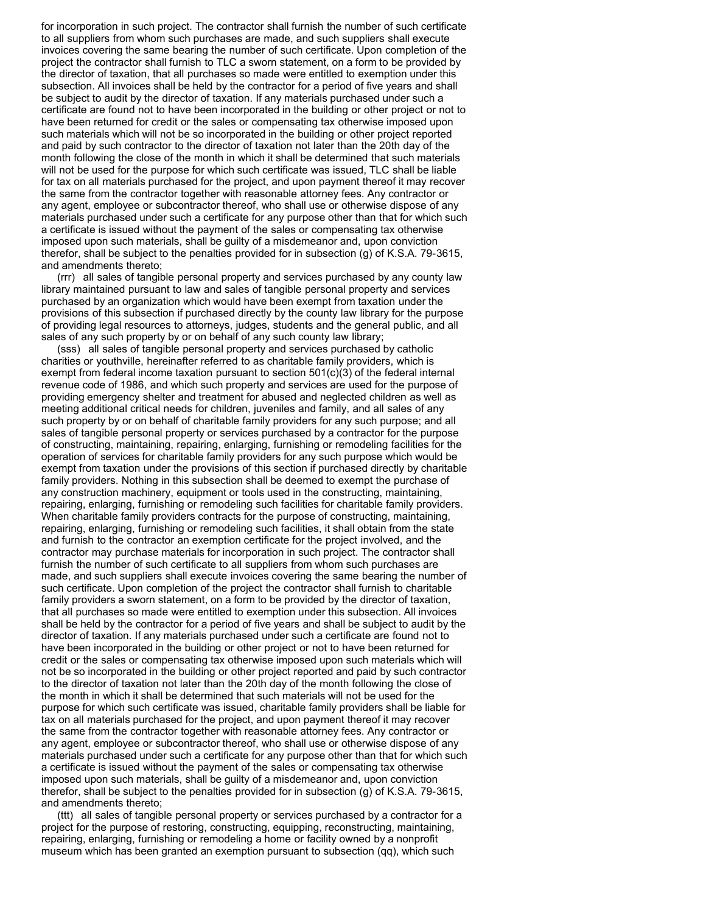for incorporation in such project. The contractor shall furnish the number of such certificate to all suppliers from whom such purchases are made, and such suppliers shall execute invoices covering the same bearing the number of such certificate. Upon completion of the project the contractor shall furnish to TLC a sworn statement, on a form to be provided by the director of taxation, that all purchases so made were entitled to exemption under this subsection. All invoices shall be held by the contractor for a period of five years and shall be subject to audit by the director of taxation. If any materials purchased under such a certificate are found not to have been incorporated in the building or other project or not to have been returned for credit or the sales or compensating tax otherwise imposed upon such materials which will not be so incorporated in the building or other project reported and paid by such contractor to the director of taxation not later than the 20th day of the month following the close of the month in which it shall be determined that such materials will not be used for the purpose for which such certificate was issued, TLC shall be liable for tax on all materials purchased for the project, and upon payment thereof it may recover the same from the contractor together with reasonable attorney fees. Any contractor or any agent, employee or subcontractor thereof, who shall use or otherwise dispose of any materials purchased under such a certificate for any purpose other than that for which such a certificate is issued without the payment of the sales or compensating tax otherwise imposed upon such materials, shall be guilty of a misdemeanor and, upon conviction therefor, shall be subject to the penalties provided for in subsection (g) of K.S.A. 79-3615, and amendments thereto;

(rrr) all sales of tangible personal property and services purchased by any county law library maintained pursuant to law and sales of tangible personal property and services purchased by an organization which would have been exempt from taxation under the provisions of this subsection if purchased directly by the county law library for the purpose of providing legal resources to attorneys, judges, students and the general public, and all sales of any such property by or on behalf of any such county law library;

(sss) all sales of tangible personal property and services purchased by catholic charities or youthville, hereinafter referred to as charitable family providers, which is exempt from federal income taxation pursuant to section 501(c)(3) of the federal internal revenue code of 1986, and which such property and services are used for the purpose of providing emergency shelter and treatment for abused and neglected children as well as meeting additional critical needs for children, juveniles and family, and all sales of any such property by or on behalf of charitable family providers for any such purpose; and all sales of tangible personal property or services purchased by a contractor for the purpose of constructing, maintaining, repairing, enlarging, furnishing or remodeling facilities for the operation of services for charitable family providers for any such purpose which would be exempt from taxation under the provisions of this section if purchased directly by charitable family providers. Nothing in this subsection shall be deemed to exempt the purchase of any construction machinery, equipment or tools used in the constructing, maintaining, repairing, enlarging, furnishing or remodeling such facilities for charitable family providers. When charitable family providers contracts for the purpose of constructing, maintaining, repairing, enlarging, furnishing or remodeling such facilities, it shall obtain from the state and furnish to the contractor an exemption certificate for the project involved, and the contractor may purchase materials for incorporation in such project. The contractor shall furnish the number of such certificate to all suppliers from whom such purchases are made, and such suppliers shall execute invoices covering the same bearing the number of such certificate. Upon completion of the project the contractor shall furnish to charitable family providers a sworn statement, on a form to be provided by the director of taxation, that all purchases so made were entitled to exemption under this subsection. All invoices shall be held by the contractor for a period of five years and shall be subject to audit by the director of taxation. If any materials purchased under such a certificate are found not to have been incorporated in the building or other project or not to have been returned for credit or the sales or compensating tax otherwise imposed upon such materials which will not be so incorporated in the building or other project reported and paid by such contractor to the director of taxation not later than the 20th day of the month following the close of the month in which it shall be determined that such materials will not be used for the purpose for which such certificate was issued, charitable family providers shall be liable for tax on all materials purchased for the project, and upon payment thereof it may recover the same from the contractor together with reasonable attorney fees. Any contractor or any agent, employee or subcontractor thereof, who shall use or otherwise dispose of any materials purchased under such a certificate for any purpose other than that for which such a certificate is issued without the payment of the sales or compensating tax otherwise imposed upon such materials, shall be guilty of a misdemeanor and, upon conviction therefor, shall be subject to the penalties provided for in subsection (g) of K.S.A. 79-3615, and amendments thereto;

(ttt) all sales of tangible personal property or services purchased by a contractor for a project for the purpose of restoring, constructing, equipping, reconstructing, maintaining, repairing, enlarging, furnishing or remodeling a home or facility owned by a nonprofit museum which has been granted an exemption pursuant to subsection (qq), which such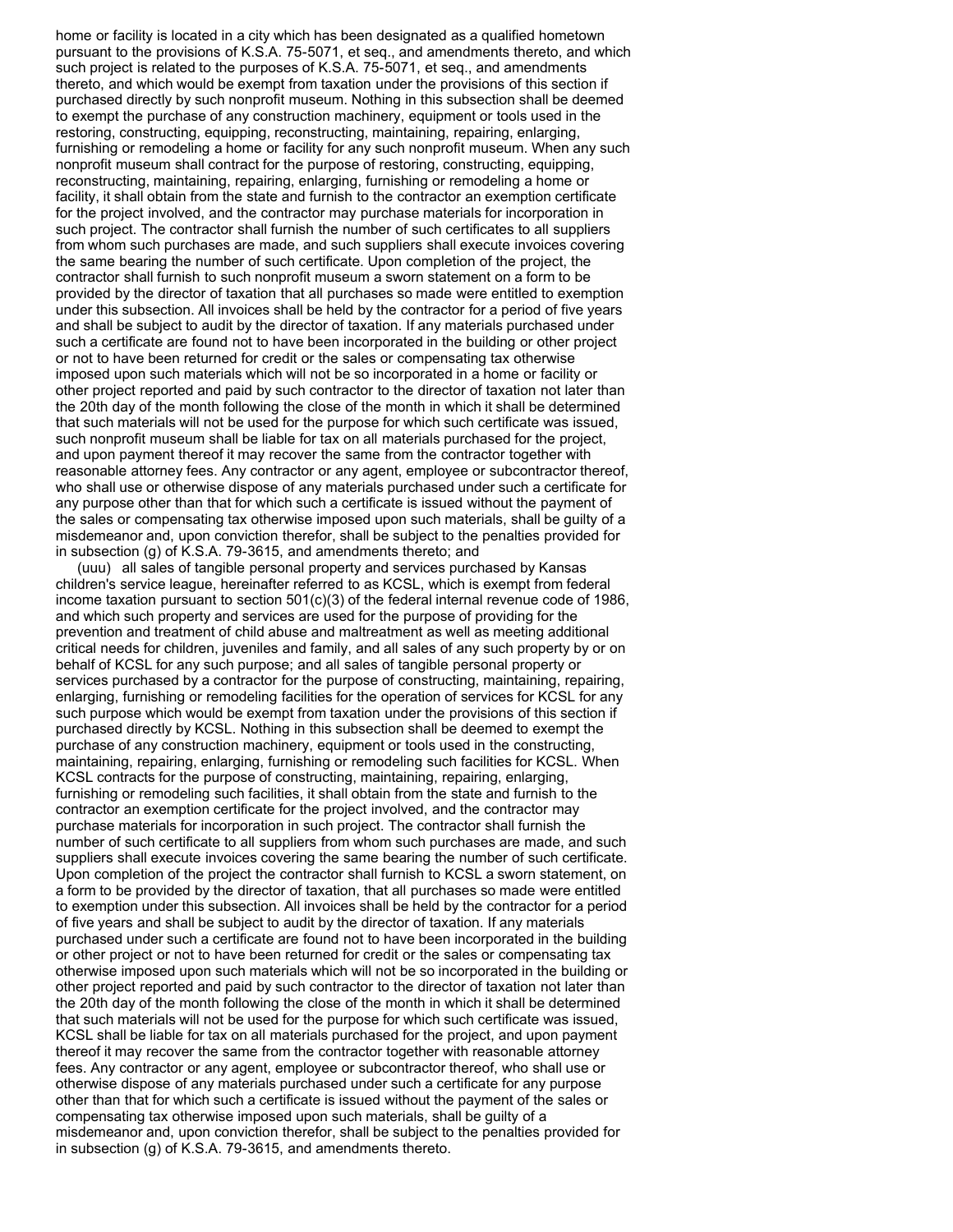home or facility is located in a city which has been designated as a qualified hometown pursuant to the provisions of K.S.A. 75-5071, et seq., and amendments thereto, and which such project is related to the purposes of K.S.A. 75-5071, et seq., and amendments thereto, and which would be exempt from taxation under the provisions of this section if purchased directly by such nonprofit museum. Nothing in this subsection shall be deemed to exempt the purchase of any construction machinery, equipment or tools used in the restoring, constructing, equipping, reconstructing, maintaining, repairing, enlarging, furnishing or remodeling a home or facility for any such nonprofit museum. When any such nonprofit museum shall contract for the purpose of restoring, constructing, equipping, reconstructing, maintaining, repairing, enlarging, furnishing or remodeling a home or facility, it shall obtain from the state and furnish to the contractor an exemption certificate for the project involved, and the contractor may purchase materials for incorporation in such project. The contractor shall furnish the number of such certificates to all suppliers from whom such purchases are made, and such suppliers shall execute invoices covering the same bearing the number of such certificate. Upon completion of the project, the contractor shall furnish to such nonprofit museum a sworn statement on a form to be provided by the director of taxation that all purchases so made were entitled to exemption under this subsection. All invoices shall be held by the contractor for a period of five years and shall be subject to audit by the director of taxation. If any materials purchased under such a certificate are found not to have been incorporated in the building or other project or not to have been returned for credit or the sales or compensating tax otherwise imposed upon such materials which will not be so incorporated in a home or facility or other project reported and paid by such contractor to the director of taxation not later than the 20th day of the month following the close of the month in which it shall be determined that such materials will not be used for the purpose for which such certificate was issued, such nonprofit museum shall be liable for tax on all materials purchased for the project, and upon payment thereof it may recover the same from the contractor together with reasonable attorney fees. Any contractor or any agent, employee or subcontractor thereof, who shall use or otherwise dispose of any materials purchased under such a certificate for any purpose other than that for which such a certificate is issued without the payment of the sales or compensating tax otherwise imposed upon such materials, shall be guilty of a misdemeanor and, upon conviction therefor, shall be subject to the penalties provided for in subsection (g) of K.S.A. 79-3615, and amendments thereto; and

(uuu) all sales of tangible personal property and services purchased by Kansas children's service league, hereinafter referred to as KCSL, which is exempt from federal income taxation pursuant to section 501(c)(3) of the federal internal revenue code of 1986, and which such property and services are used for the purpose of providing for the prevention and treatment of child abuse and maltreatment as well as meeting additional critical needs for children, juveniles and family, and all sales of any such property by or on behalf of KCSL for any such purpose; and all sales of tangible personal property or services purchased by a contractor for the purpose of constructing, maintaining, repairing, enlarging, furnishing or remodeling facilities for the operation of services for KCSL for any such purpose which would be exempt from taxation under the provisions of this section if purchased directly by KCSL. Nothing in this subsection shall be deemed to exempt the purchase of any construction machinery, equipment or tools used in the constructing, maintaining, repairing, enlarging, furnishing or remodeling such facilities for KCSL. When KCSL contracts for the purpose of constructing, maintaining, repairing, enlarging, furnishing or remodeling such facilities, it shall obtain from the state and furnish to the contractor an exemption certificate for the project involved, and the contractor may purchase materials for incorporation in such project. The contractor shall furnish the number of such certificate to all suppliers from whom such purchases are made, and such suppliers shall execute invoices covering the same bearing the number of such certificate. Upon completion of the project the contractor shall furnish to KCSL a sworn statement, on a form to be provided by the director of taxation, that all purchases so made were entitled to exemption under this subsection. All invoices shall be held by the contractor for a period of five years and shall be subject to audit by the director of taxation. If any materials purchased under such a certificate are found not to have been incorporated in the building or other project or not to have been returned for credit or the sales or compensating tax otherwise imposed upon such materials which will not be so incorporated in the building or other project reported and paid by such contractor to the director of taxation not later than the 20th day of the month following the close of the month in which it shall be determined that such materials will not be used for the purpose for which such certificate was issued, KCSL shall be liable for tax on all materials purchased for the project, and upon payment thereof it may recover the same from the contractor together with reasonable attorney fees. Any contractor or any agent, employee or subcontractor thereof, who shall use or otherwise dispose of any materials purchased under such a certificate for any purpose other than that for which such a certificate is issued without the payment of the sales or compensating tax otherwise imposed upon such materials, shall be guilty of a misdemeanor and, upon conviction therefor, shall be subject to the penalties provided for in subsection (g) of K.S.A. 79-3615, and amendments thereto.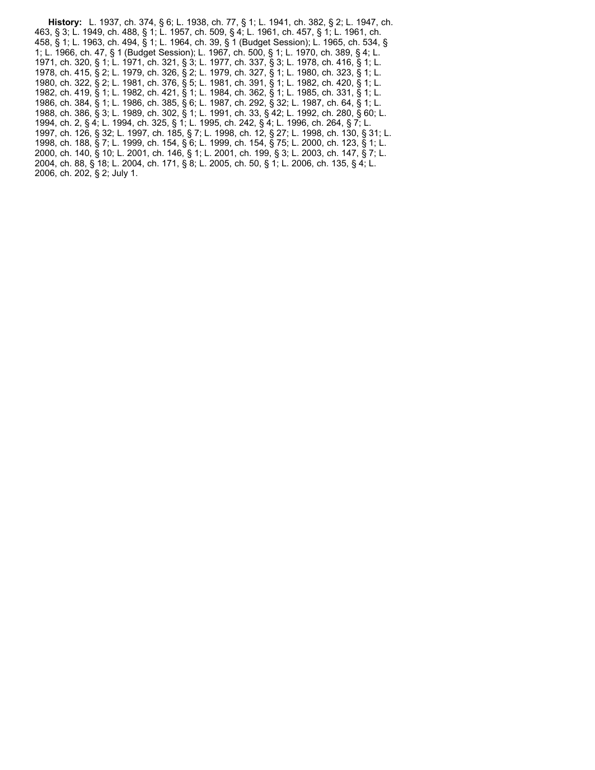**History:** L. 1937, ch. 374, § 6; L. 1938, ch. 77, § 1; L. 1941, ch. 382, § 2; L. 1947, ch. 463, § 3; L. 1949, ch. 488, § 1; L. 1957, ch. 509, § 4; L. 1961, ch. 457, § 1; L. 1961, ch. 458, § 1; L. 1963, ch. 494, § 1; L. 1964, ch. 39, § 1 (Budget Session); L. 1965, ch. 534, § 1; L. 1966, ch. 47, § 1 (Budget Session); L. 1967, ch. 500, § 1; L. 1970, ch. 389, § 4; L. 1971, ch. 320, § 1; L. 1971, ch. 321, § 3; L. 1977, ch. 337, § 3; L. 1978, ch. 416, § 1; L. 1978, ch. 415, § 2; L. 1979, ch. 326, § 2; L. 1979, ch. 327, § 1; L. 1980, ch. 323, § 1; L. 1980, ch. 322, § 2; L. 1981, ch. 376, § 5; L. 1981, ch. 391, § 1; L. 1982, ch. 420, § 1; L. 1982, ch. 419, § 1; L. 1982, ch. 421, § 1; L. 1984, ch. 362, § 1; L. 1985, ch. 331, § 1; L. 1986, ch. 384, § 1; L. 1986, ch. 385, § 6; L. 1987, ch. 292, § 32; L. 1987, ch. 64, § 1; L. 1988, ch. 386, § 3; L. 1989, ch. 302, § 1; L. 1991, ch. 33, § 42; L. 1992, ch. 280, § 60; L. 1994, ch. 2, § 4; L. 1994, ch. 325, § 1; L. 1995, ch. 242, § 4; L. 1996, ch. 264, § 7; L. 1997, ch. 126, § 32; L. 1997, ch. 185, § 7; L. 1998, ch. 12, § 27; L. 1998, ch. 130, § 31; L. 1998, ch. 188, § 7; L. 1999, ch. 154, § 6; L. 1999, ch. 154, § 75; L. 2000, ch. 123, § 1; L. 2000, ch. 140, § 10; L. 2001, ch. 146, § 1; L. 2001, ch. 199, § 3; L. 2003, ch. 147, § 7; L. 2004, ch. 88, § 18; L. 2004, ch. 171, § 8; L. 2005, ch. 50, § 1; L. 2006, ch. 135, § 4; L. 2006, ch. 202, § 2; July 1.